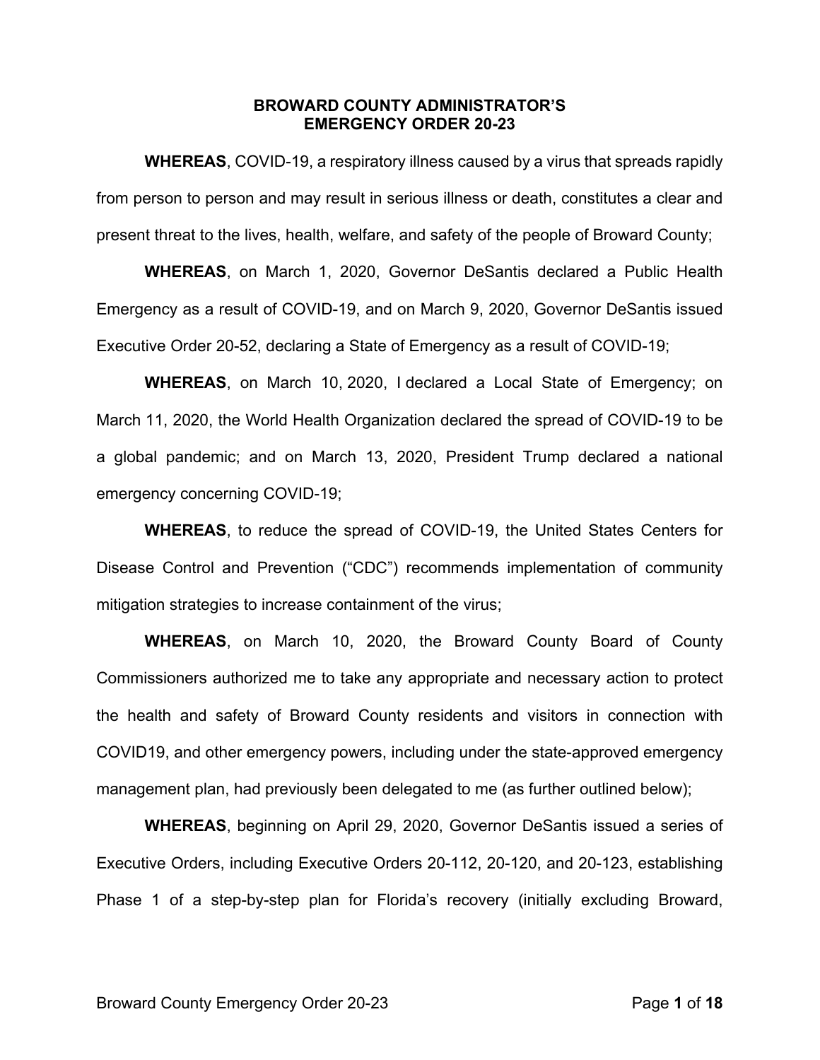# BROWARD COUNTY ADMINISTRATOR'S EMERGENCY ORDER 20-23

**WHEREAS**, COVID-19, a respiratory illness caused by a virus that spreads rapidly from person to person and may result in serious illness or death, constitutes a clear and present threat to the lives, health, welfare, and safety of the people of Broward County;

**WHEREAS**, on March 1, 2020, Governor DeSantis declared a Public Health Emergency as a result of COVID-19, and on March 9, 2020, Governor DeSantis issued Executive Order 20-52, declaring a State of Emergency as a result of COVID-19;

**WHEREAS**, on March 10, 2020, I declared a Local State of Emergency; on March 11, 2020, the World Health Organization declared the spread of COVID-19 to be a global pandemic; and on March 13, 2020, President Trump declared a national emergency concerning COVID-19;

**WHEREAS**, to reduce the spread of COVID-19, the United States Centers for Disease Control and Prevention ("CDC") recommends implementation of community mitigation strategies to increase containment of the virus;

**WHEREAS**, on March 10, 2020, the Broward County Board of County Commissioners authorized me to take any appropriate and necessary action to protect the health and safety of Broward County residents and visitors in connection with COVID19, and other emergency powers, including under the state-approved emergency management plan, had previously been delegated to me (as further outlined below);

**WHEREAS**, beginning on April 29, 2020, Governor DeSantis issued a series of Executive Orders, including Executive Orders 20-112, 20-120, and 20-123, establishing Phase 1 of a step-by-step plan for Florida's recovery (initially excluding Broward,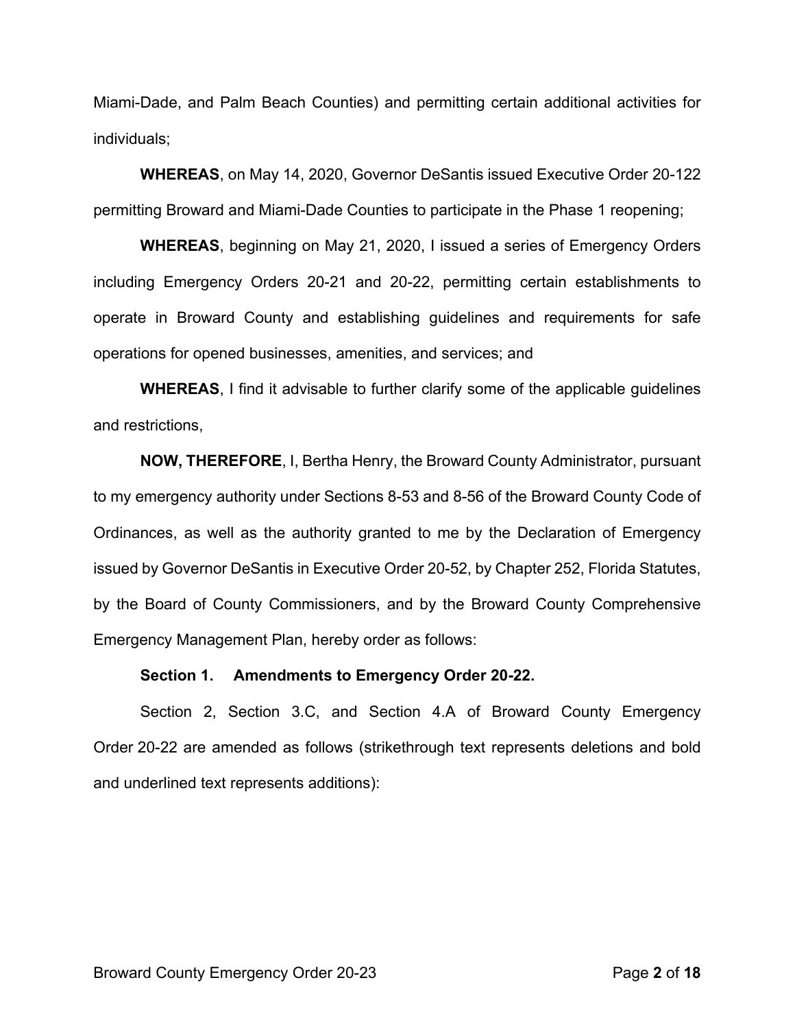Miami-Dade, and Palm Beach Counties) and permitting certain additional activities for individuals;

**WHEREAS**, on May 14, 2020, Governor DeSantis issued Executive Order 20-122 permitting Broward and Miami-Dade Counties to participate in the Phase 1 reopening;

**WHEREAS**, beginning on May 21, 2020, I issued a series of Emergency Orders including Emergency Orders 20-21 and 20-22, permitting certain establishments to operate in Broward County and establishing guidelines and requirements for safe operations for opened businesses, amenities, and services; and

**WHEREAS**, I find it advisable to further clarify some of the applicable guidelines and restrictions,

**NOW, THEREFORE**, I, Bertha Henry, the Broward County Administrator, pursuant to my emergency authority under Sections 8-53 and 8-56 of the Broward County Code of Ordinances, as well as the authority granted to me by the Declaration of Emergency issued by Governor DeSantis in Executive Order 20-52, by Chapter 252, Florida Statutes, by the Board of County Commissioners, and by the Broward County Comprehensive Emergency Management Plan, hereby order as follows:

**Section 1. Amendments to Emergency Order 20-22.**

Section 2, Section 3.C, and Section 4.A of Broward County Emergency Order 20-22 are amended as follows (strikethrough text represents deletions and bold and underlined text represents additions):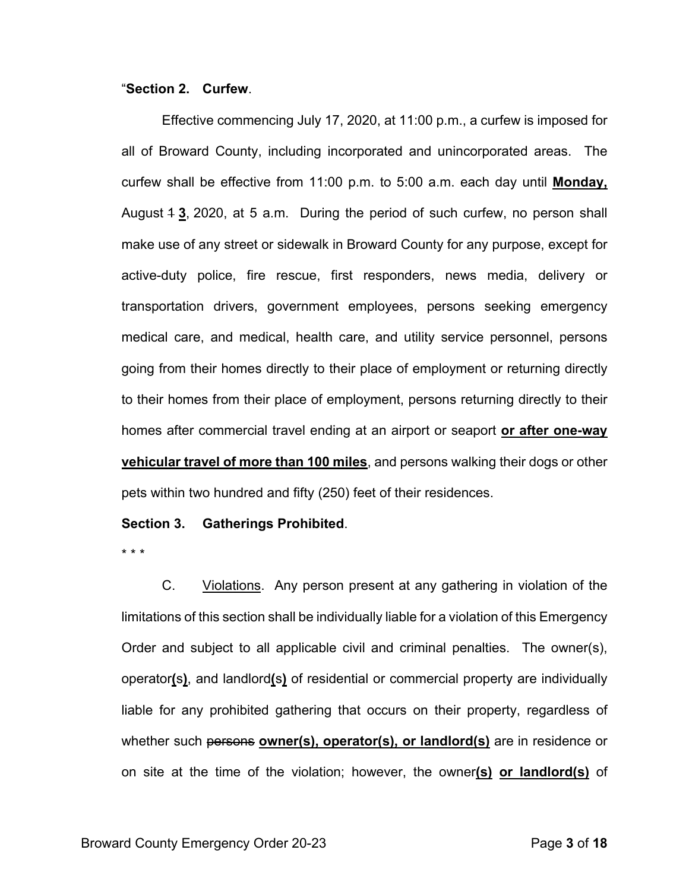"**Section 2. Curfew**.

Effective commencing July 17, 2020, at 11:00 p.m., a curfew is imposed for all of Broward County, including incorporated and unincorporated areas. The curfew shall be effective from 11:00 p.m. to 5:00 a.m. each day until **<u>Monday,</u>** August ~~1~~ **<u>3</u>**, 2020, at 5 a.m. During the period of such curfew, no person shall make use of any street or sidewalk in Broward County for any purpose, except for active-duty police, fire rescue, first responders, news media, delivery or transportation drivers, government employees, persons seeking emergency medical care, and medical, health care, and utility service personnel, persons going from their homes directly to their place of employment or returning directly to their homes from their place of employment, persons returning directly to their homes after commercial travel ending at an airport or seaport **<u>or after one-way vehicular travel of more than 100 miles</u>**, and persons walking their dogs or other pets within two hundred and fifty (250) feet of their residences.

**Section 3. Gatherings Prohibited**.

* * *

C. <u>Violations</u>. Any person present at any gathering in violation of the limitations of this section shall be individually liable for a violation of this Emergency Order and subject to all applicable civil and criminal penalties. The owner(s), operator**<u>(s)</u>**, and landlord**<u>(s)</u>** of residential or commercial property are individually liable for any prohibited gathering that occurs on their property, regardless of whether such ~~persons~~ **<u>owner(s), operator(s), or landlord(s)</u>** are in residence or on site at the time of the violation; however, the owner**<u>(s)</u>** **<u>or landlord(s)</u>** of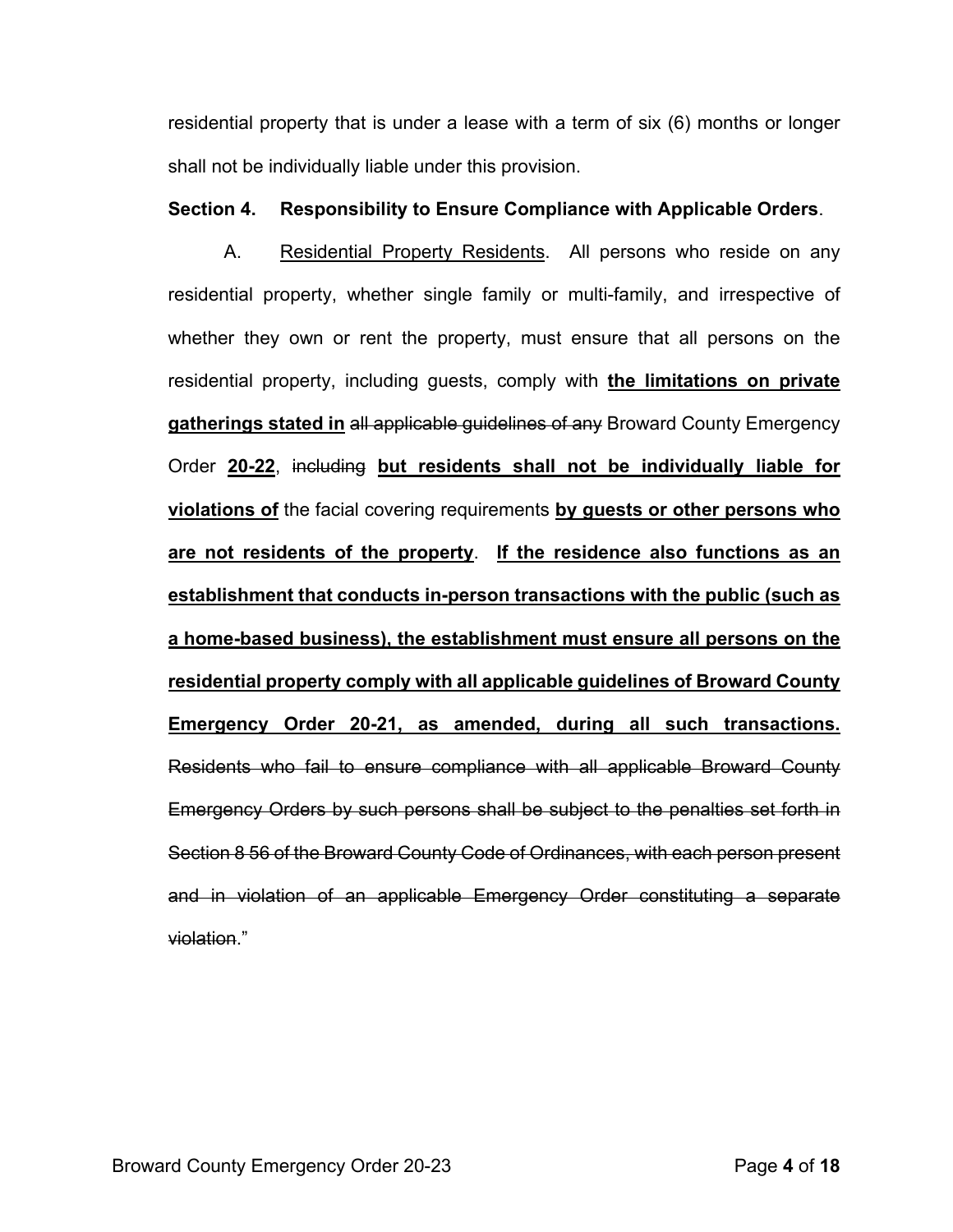residential property that is under a lease with a term of six (6) months or longer shall not be individually liable under this provision.

**Section 4. Responsibility to Ensure Compliance with Applicable Orders**.

A. <u>Residential Property Residents</u>. All persons who reside on any residential property, whether single family or multi-family, and irrespective of whether they own or rent the property, must ensure that all persons on the residential property, including guests, comply with **<u>the limitations on private gatherings stated in</u>** ~~all applicable guidelines of any~~ Broward County Emergency Order **<u>20-22</u>**, ~~including~~ **<u>but residents shall not be individually liable for violations of</u>** the facial covering requirements **<u>by guests or other persons who are not residents of the property</u>**. **<u>If the residence also functions as an establishment that conducts in-person transactions with the public (such as a home-based business), the establishment must ensure all persons on the residential property comply with all applicable guidelines of Broward County Emergency Order 20-21, as amended, during all such transactions.</u>** ~~Residents who fail to ensure compliance with all applicable Broward County Emergency Orders by such persons shall be subject to the penalties set forth in Section 8 56 of the Broward County Code of Ordinances, with each person present and in violation of an applicable Emergency Order constituting a separate violation~~."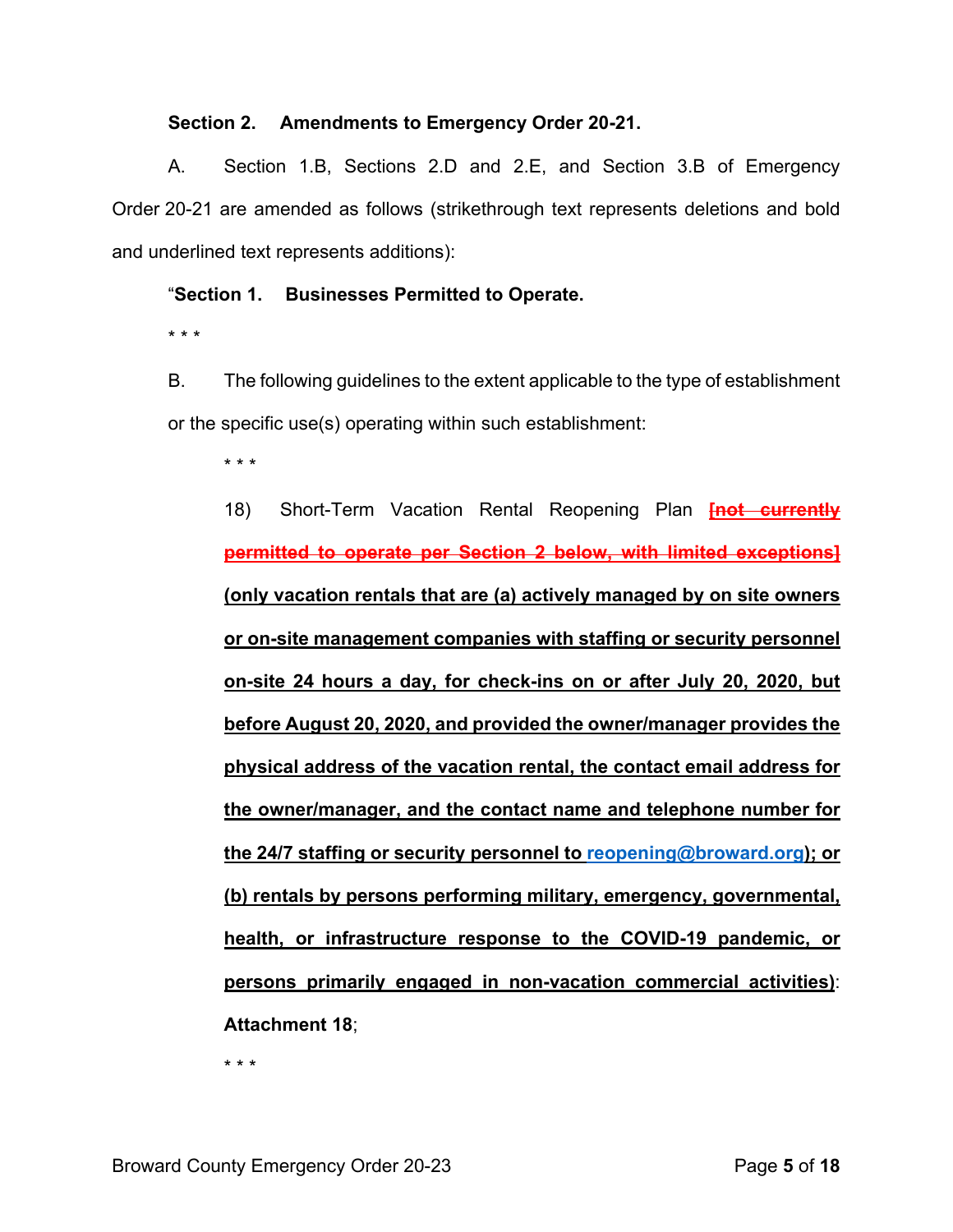**Section 2. Amendments to Emergency Order 20-21.**

A. Section 1.B, Sections 2.D and 2.E, and Section 3.B of Emergency Order 20-21 are amended as follows (strikethrough text represents deletions and bold and underlined text represents additions):

"**Section 1. Businesses Permitted to Operate.**

* * *

B. The following guidelines to the extent applicable to the type of establishment or the specific use(s) operating within such establishment:

* * *

18) Short-Term Vacation Rental Reopening Plan ~~[not currently permitted to operate per Section 2 below, with limited exceptions]~~ **<u>(only vacation rentals that are (a) actively managed by on site owners or on-site management companies with staffing or security personnel on-site 24 hours a day, for check-ins on or after July 20, 2020, but before August 20, 2020, and provided the owner/manager provides the physical address of the vacation rental, the contact email address for the owner/manager, and the contact name and telephone number for the 24/7 staffing or security personnel to reopening@broward.org); or (b) rentals by persons performing military, emergency, governmental, health, or infrastructure response to the COVID-19 pandemic, or persons primarily engaged in non-vacation commercial activities)</u>**: **Attachment 18**;

* * *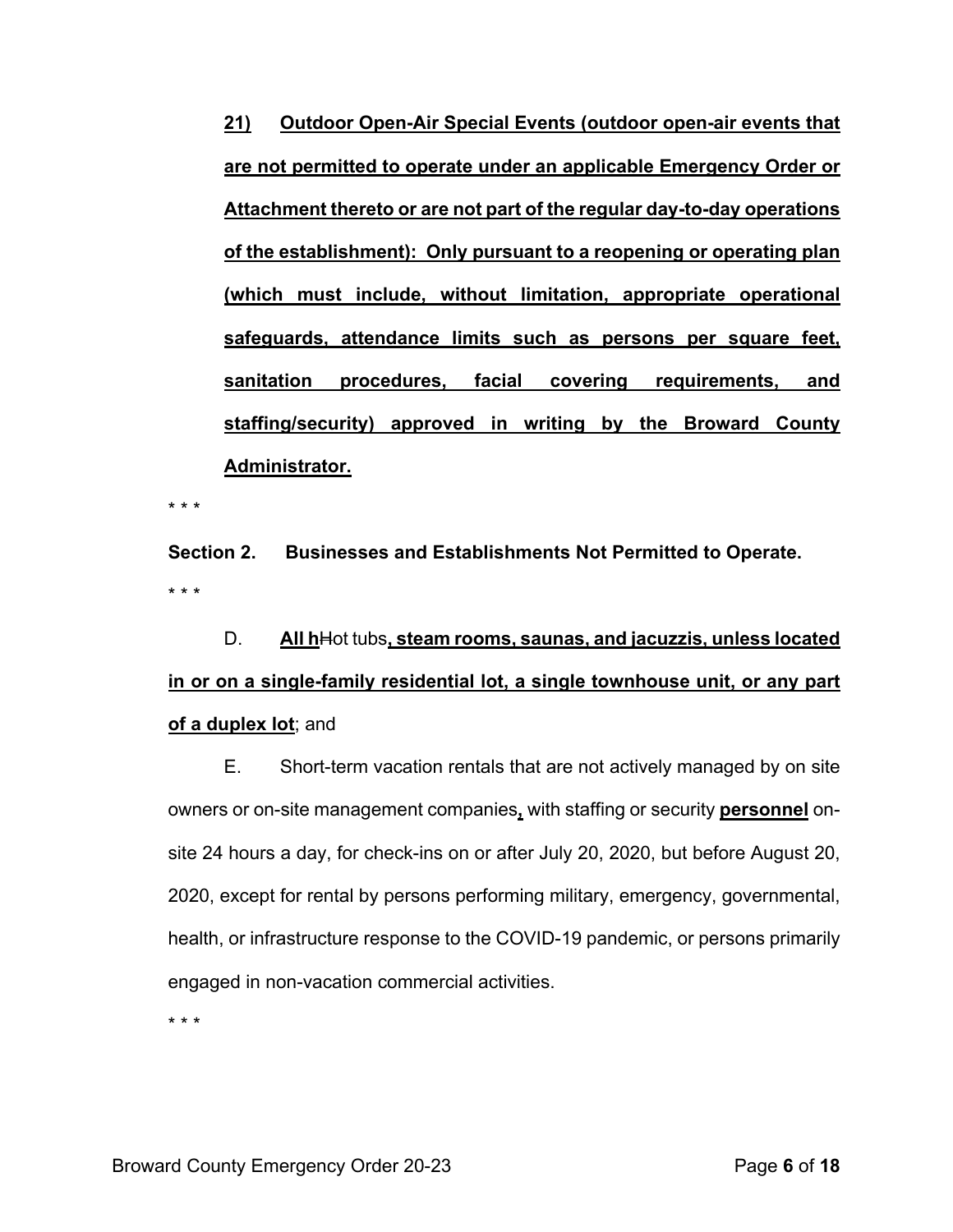**<u>21) Outdoor Open-Air Special Events (outdoor open-air events that are not permitted to operate under an applicable Emergency Order or Attachment thereto or are not part of the regular day-to-day operations of the establishment): Only pursuant to a reopening or operating plan (which must include, without limitation, appropriate operational safeguards, attendance limits such as persons per square feet, sanitation procedures, facial covering requirements, and staffing/security) approved in writing by the Broward County Administrator.</u>**

* * *

**Section 2. Businesses and Establishments Not Permitted to Operate.**

* * *

D. **<u>All h</u>**~~H~~ot tubs**<u>, steam rooms, saunas, and jacuzzis, unless located in or on a single-family residential lot, a single townhouse unit, or any part of a duplex lot</u>**; and

E. Short-term vacation rentals that are not actively managed by on site owners or on-site management companies**<u>,</u>** with staffing or security **<u>personnel</u>** on-site 24 hours a day, for check-ins on or after July 20, 2020, but before August 20, 2020, except for rental by persons performing military, emergency, governmental, health, or infrastructure response to the COVID-19 pandemic, or persons primarily engaged in non-vacation commercial activities.

* * *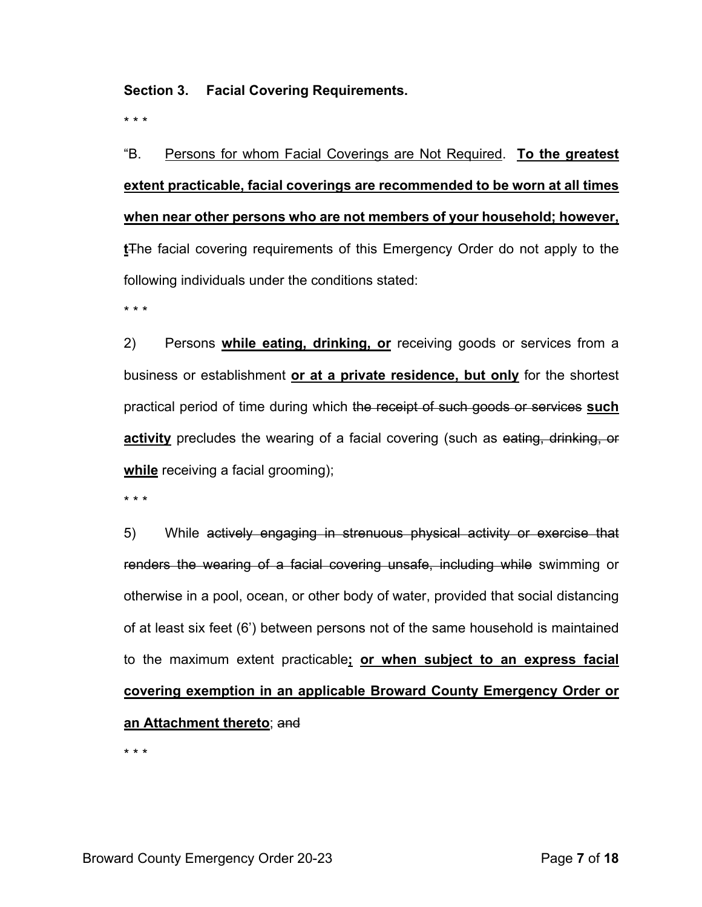**Section 3. Facial Covering Requirements.**

\* \* \*

"B. Persons for whom Facial Coverings are Not Required. **To the greatest extent practicable, facial coverings are recommended to be worn at all times when near other persons who are not members of your household; however, t**~~T~~he facial covering requirements of this Emergency Order do not apply to the following individuals under the conditions stated:

\* \* \*

2) Persons **while eating, drinking, or** receiving goods or services from a business or establishment **or at a private residence, but only** for the shortest practical period of time during which ~~the receipt of such goods or services~~ **such activity** precludes the wearing of a facial covering (such as ~~eating, drinking, or~~ **while** receiving a facial grooming);

\* \* \*

5) While ~~actively engaging in strenuous physical activity or exercise that renders the wearing of a facial covering unsafe, including while~~ swimming or otherwise in a pool, ocean, or other body of water, provided that social distancing of at least six feet (6') between persons not of the same household is maintained to the maximum extent practicable**; or when subject to an express facial covering exemption in an applicable Broward County Emergency Order or an Attachment thereto**; ~~and~~

\* \* \*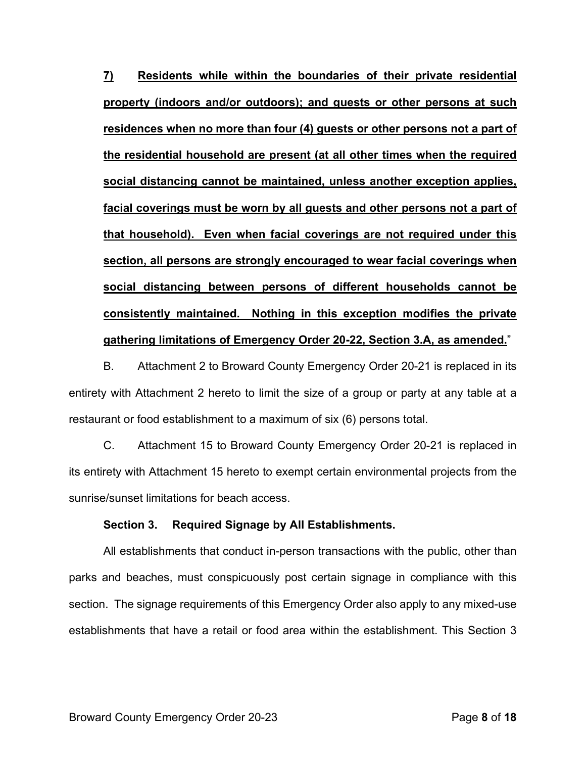**7) Residents while within the boundaries of their private residential property (indoors and/or outdoors); and guests or other persons at such residences when no more than four (4) guests or other persons not a part of the residential household are present (at all other times when the required social distancing cannot be maintained, unless another exception applies, facial coverings must be worn by all guests and other persons not a part of that household). Even when facial coverings are not required under this section, all persons are strongly encouraged to wear facial coverings when social distancing between persons of different households cannot be consistently maintained. Nothing in this exception modifies the private gathering limitations of Emergency Order 20-22, Section 3.A, as amended.**"

B. Attachment 2 to Broward County Emergency Order 20-21 is replaced in its entirety with Attachment 2 hereto to limit the size of a group or party at any table at a restaurant or food establishment to a maximum of six (6) persons total.

C. Attachment 15 to Broward County Emergency Order 20-21 is replaced in its entirety with Attachment 15 hereto to exempt certain environmental projects from the sunrise/sunset limitations for beach access.

**Section 3. Required Signage by All Establishments.**

All establishments that conduct in-person transactions with the public, other than parks and beaches, must conspicuously post certain signage in compliance with this section. The signage requirements of this Emergency Order also apply to any mixed-use establishments that have a retail or food area within the establishment. This Section 3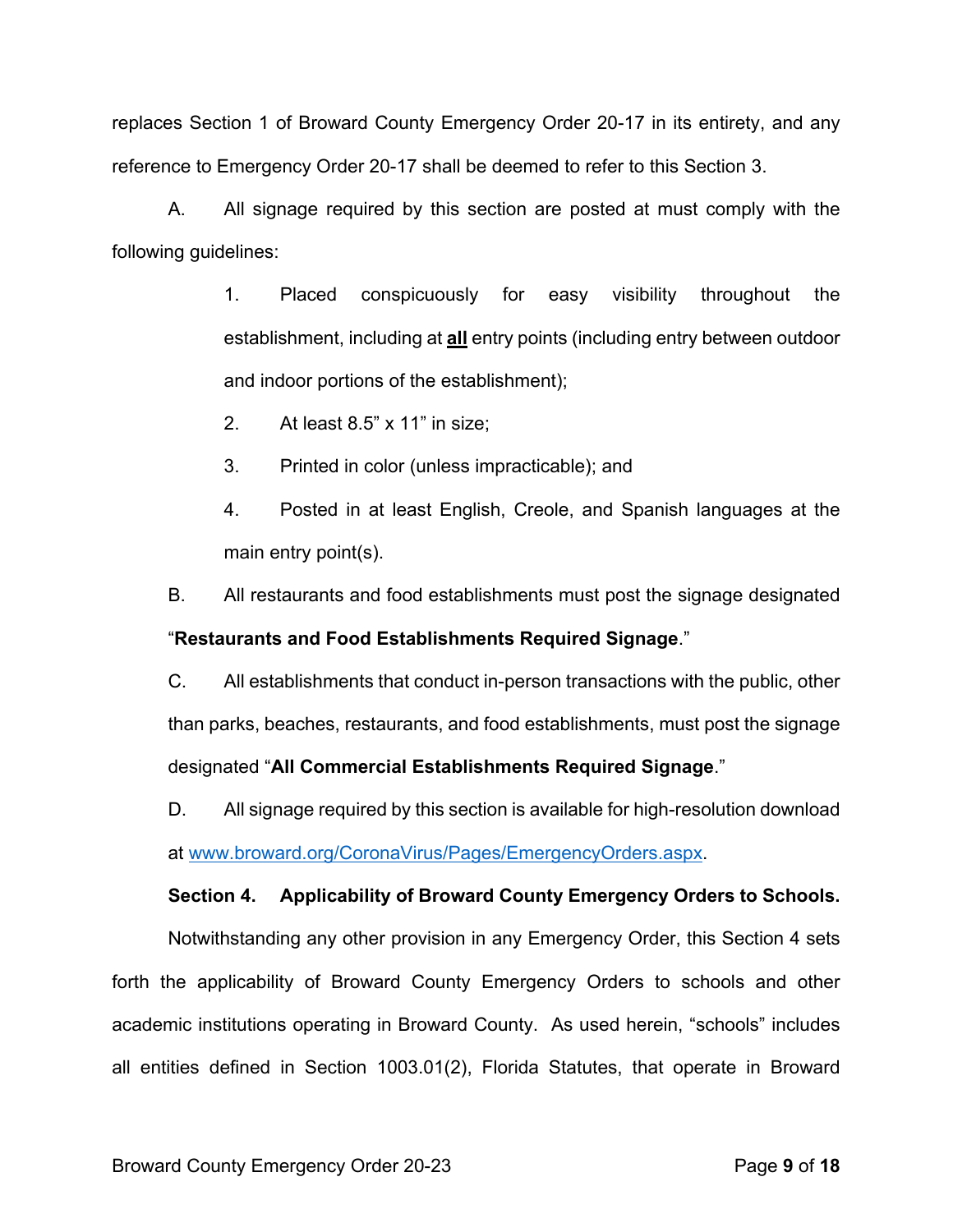replaces Section 1 of Broward County Emergency Order 20-17 in its entirety, and any reference to Emergency Order 20-17 shall be deemed to refer to this Section 3.

A. All signage required by this section are posted at must comply with the following guidelines:

1. Placed conspicuously for easy visibility throughout the establishment, including at **all** entry points (including entry between outdoor and indoor portions of the establishment);

2. At least 8.5” x 11” in size;

3. Printed in color (unless impracticable); and

4. Posted in at least English, Creole, and Spanish languages at the main entry point(s).

B. All restaurants and food establishments must post the signage designated “**Restaurants and Food Establishments Required Signage**.”

C. All establishments that conduct in-person transactions with the public, other than parks, beaches, restaurants, and food establishments, must post the signage designated “**All Commercial Establishments Required Signage**.”

D. All signage required by this section is available for high-resolution download at www.broward.org/CoronaVirus/Pages/EmergencyOrders.aspx.

**Section 4. Applicability of Broward County Emergency Orders to Schools.**

Notwithstanding any other provision in any Emergency Order, this Section 4 sets forth the applicability of Broward County Emergency Orders to schools and other academic institutions operating in Broward County. As used herein, “schools” includes all entities defined in Section 1003.01(2), Florida Statutes, that operate in Broward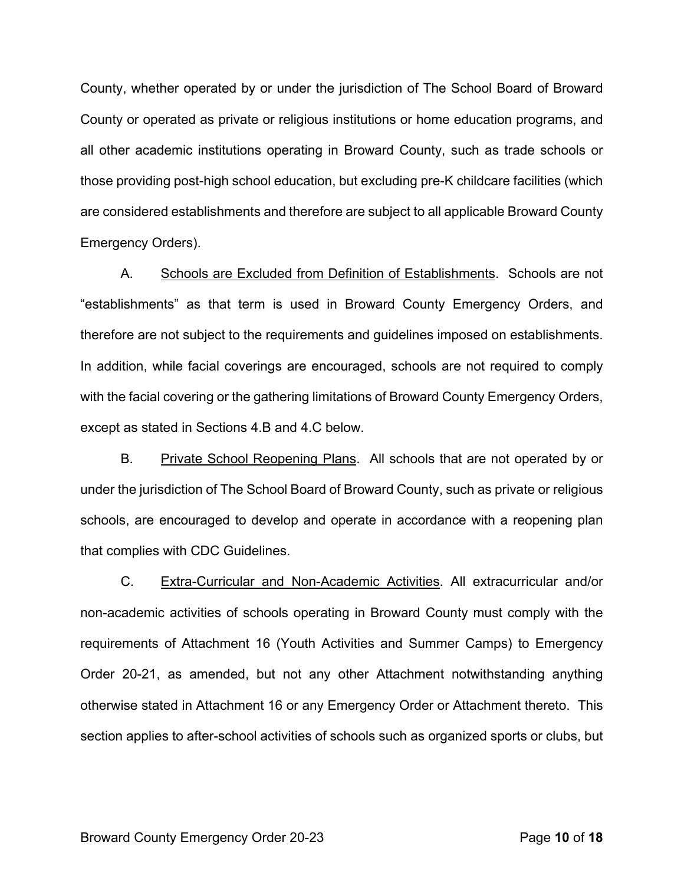County, whether operated by or under the jurisdiction of The School Board of Broward County or operated as private or religious institutions or home education programs, and all other academic institutions operating in Broward County, such as trade schools or those providing post-high school education, but excluding pre-K childcare facilities (which are considered establishments and therefore are subject to all applicable Broward County Emergency Orders).

A. Schools are Excluded from Definition of Establishments. Schools are not "establishments" as that term is used in Broward County Emergency Orders, and therefore are not subject to the requirements and guidelines imposed on establishments. In addition, while facial coverings are encouraged, schools are not required to comply with the facial covering or the gathering limitations of Broward County Emergency Orders, except as stated in Sections 4.B and 4.C below.

B. Private School Reopening Plans. All schools that are not operated by or under the jurisdiction of The School Board of Broward County, such as private or religious schools, are encouraged to develop and operate in accordance with a reopening plan that complies with CDC Guidelines.

C. Extra-Curricular and Non-Academic Activities. All extracurricular and/or non-academic activities of schools operating in Broward County must comply with the requirements of Attachment 16 (Youth Activities and Summer Camps) to Emergency Order 20-21, as amended, but not any other Attachment notwithstanding anything otherwise stated in Attachment 16 or any Emergency Order or Attachment thereto. This section applies to after-school activities of schools such as organized sports or clubs, but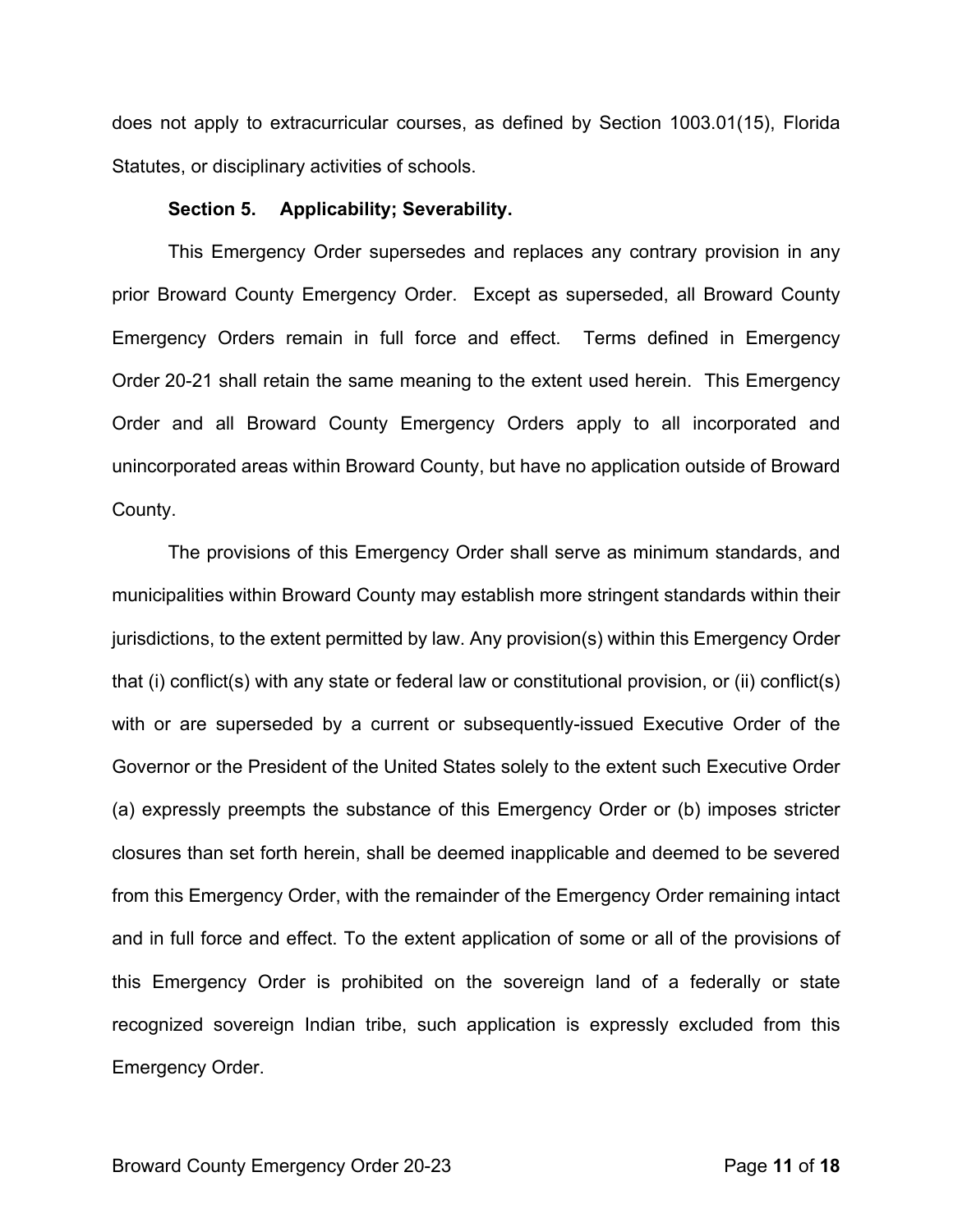does not apply to extracurricular courses, as defined by Section 1003.01(15), Florida Statutes, or disciplinary activities of schools.

**Section 5. Applicability; Severability.**

This Emergency Order supersedes and replaces any contrary provision in any prior Broward County Emergency Order. Except as superseded, all Broward County Emergency Orders remain in full force and effect. Terms defined in Emergency Order 20-21 shall retain the same meaning to the extent used herein. This Emergency Order and all Broward County Emergency Orders apply to all incorporated and unincorporated areas within Broward County, but have no application outside of Broward County.

The provisions of this Emergency Order shall serve as minimum standards, and municipalities within Broward County may establish more stringent standards within their jurisdictions, to the extent permitted by law. Any provision(s) within this Emergency Order that (i) conflict(s) with any state or federal law or constitutional provision, or (ii) conflict(s) with or are superseded by a current or subsequently-issued Executive Order of the Governor or the President of the United States solely to the extent such Executive Order (a) expressly preempts the substance of this Emergency Order or (b) imposes stricter closures than set forth herein, shall be deemed inapplicable and deemed to be severed from this Emergency Order, with the remainder of the Emergency Order remaining intact and in full force and effect. To the extent application of some or all of the provisions of this Emergency Order is prohibited on the sovereign land of a federally or state recognized sovereign Indian tribe, such application is expressly excluded from this Emergency Order.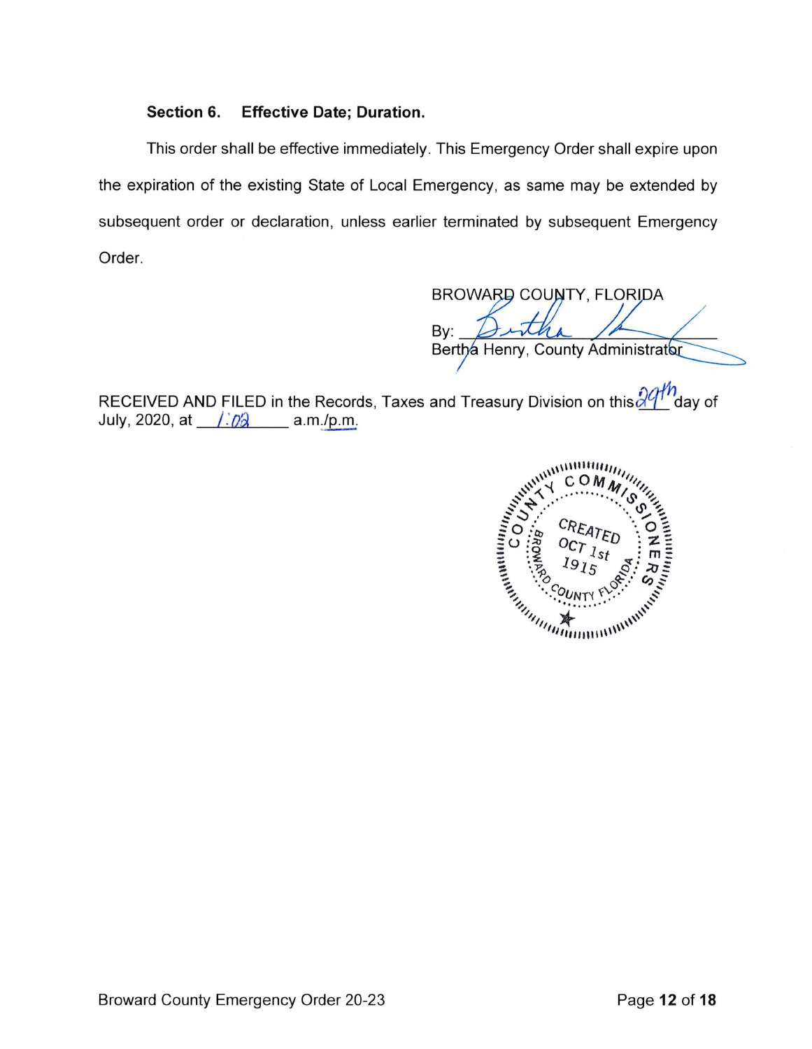**Section 6. Effective Date; Duration.**

This order shall be effective immediately. This Emergency Order shall expire upon the expiration of the existing State of Local Emergency, as same may be extended by subsequent order or declaration, unless earlier terminated by subsequent Emergency Order.

BROWARD COUNTY, FLORIDA

By: ___________________________
Bertha Henry, County Administrator

RECEIVED AND FILED in the Records, Taxes and Treasury Division on this 29th day of July, 2020, at 1:02 a.m./p.m.

COUNTY COMMISSIONERS
BROWARD COUNTY FLORIDA
CREATED OCT 1st 1915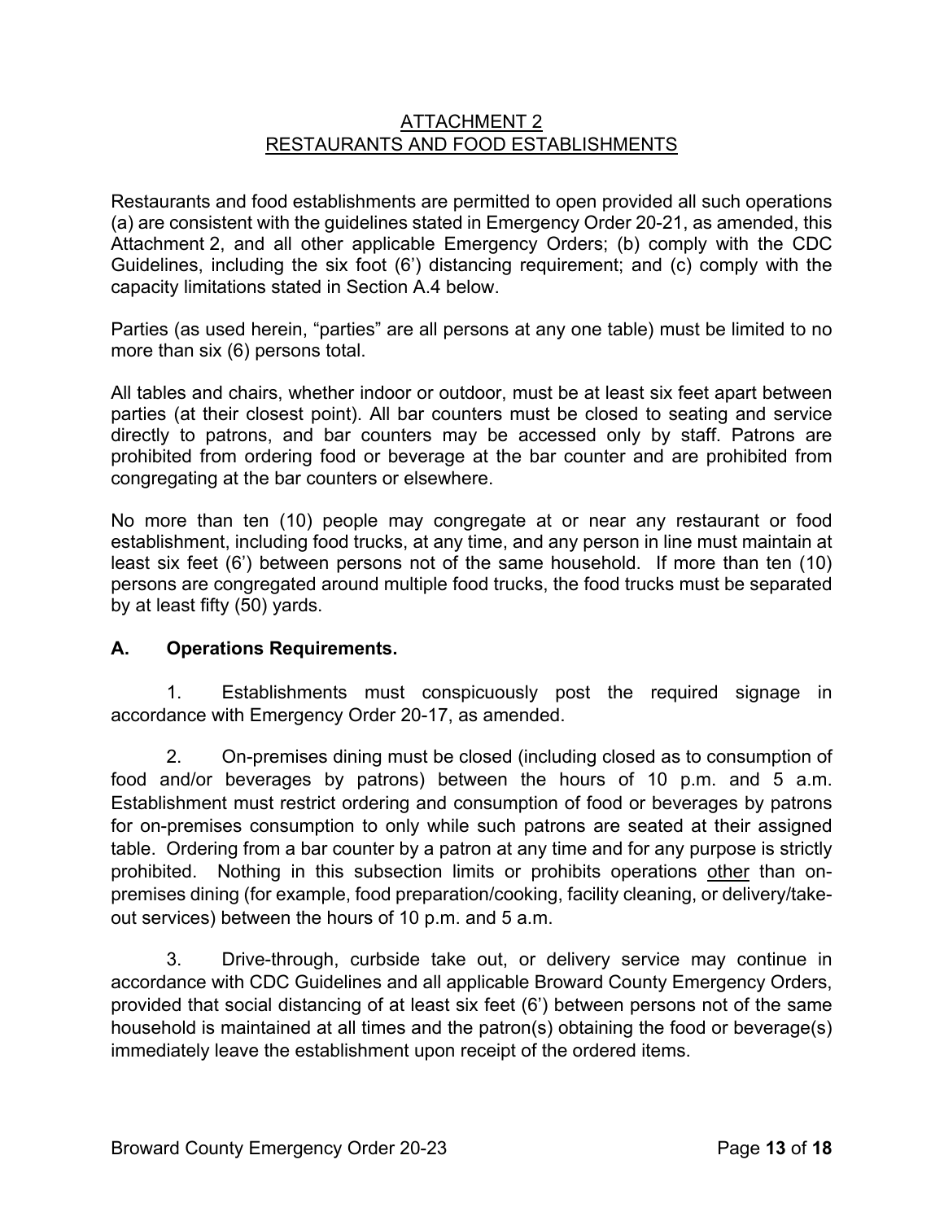## ATTACHMENT 2
## RESTAURANTS AND FOOD ESTABLISHMENTS

Restaurants and food establishments are permitted to open provided all such operations (a) are consistent with the guidelines stated in Emergency Order 20-21, as amended, this Attachment 2, and all other applicable Emergency Orders; (b) comply with the CDC Guidelines, including the six foot (6') distancing requirement; and (c) comply with the capacity limitations stated in Section A.4 below.

Parties (as used herein, "parties" are all persons at any one table) must be limited to no more than six (6) persons total.

All tables and chairs, whether indoor or outdoor, must be at least six feet apart between parties (at their closest point). All bar counters must be closed to seating and service directly to patrons, and bar counters may be accessed only by staff. Patrons are prohibited from ordering food or beverage at the bar counter and are prohibited from congregating at the bar counters or elsewhere.

No more than ten (10) people may congregate at or near any restaurant or food establishment, including food trucks, at any time, and any person in line must maintain at least six feet (6') between persons not of the same household. If more than ten (10) persons are congregated around multiple food trucks, the food trucks must be separated by at least fifty (50) yards.

### A. Operations Requirements.

1. Establishments must conspicuously post the required signage in accordance with Emergency Order 20-17, as amended.

2. On-premises dining must be closed (including closed as to consumption of food and/or beverages by patrons) between the hours of 10 p.m. and 5 a.m. Establishment must restrict ordering and consumption of food or beverages by patrons for on-premises consumption to only while such patrons are seated at their assigned table. Ordering from a bar counter by a patron at any time and for any purpose is strictly prohibited. Nothing in this subsection limits or prohibits operations other than on-premises dining (for example, food preparation/cooking, facility cleaning, or delivery/take-out services) between the hours of 10 p.m. and 5 a.m.

3. Drive-through, curbside take out, or delivery service may continue in accordance with CDC Guidelines and all applicable Broward County Emergency Orders, provided that social distancing of at least six feet (6') between persons not of the same household is maintained at all times and the patron(s) obtaining the food or beverage(s) immediately leave the establishment upon receipt of the ordered items.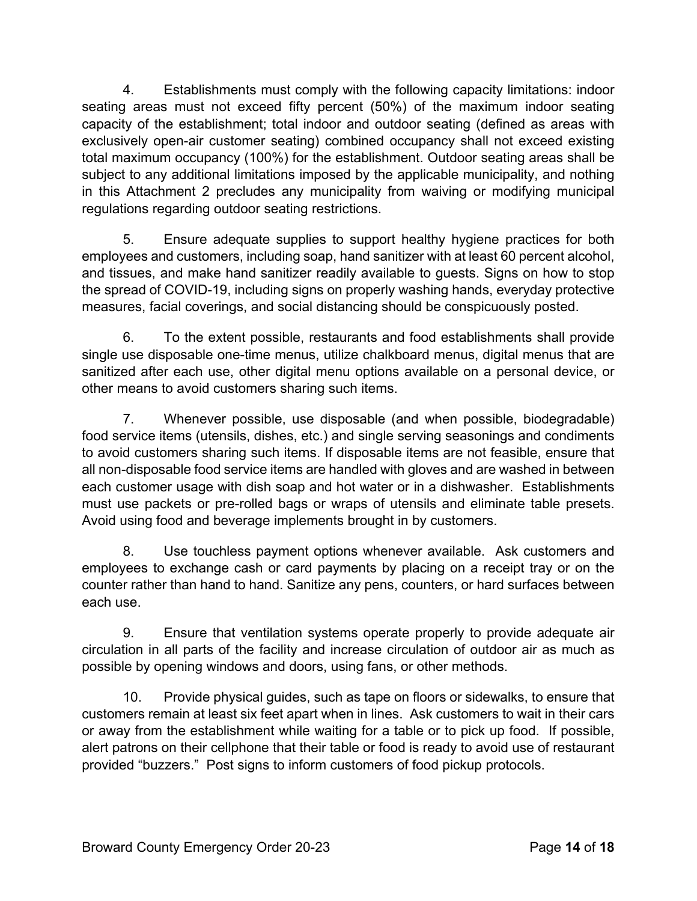4. Establishments must comply with the following capacity limitations: indoor seating areas must not exceed fifty percent (50%) of the maximum indoor seating capacity of the establishment; total indoor and outdoor seating (defined as areas with exclusively open-air customer seating) combined occupancy shall not exceed existing total maximum occupancy (100%) for the establishment. Outdoor seating areas shall be subject to any additional limitations imposed by the applicable municipality, and nothing in this Attachment 2 precludes any municipality from waiving or modifying municipal regulations regarding outdoor seating restrictions.

5. Ensure adequate supplies to support healthy hygiene practices for both employees and customers, including soap, hand sanitizer with at least 60 percent alcohol, and tissues, and make hand sanitizer readily available to guests. Signs on how to stop the spread of COVID-19, including signs on properly washing hands, everyday protective measures, facial coverings, and social distancing should be conspicuously posted.

6. To the extent possible, restaurants and food establishments shall provide single use disposable one-time menus, utilize chalkboard menus, digital menus that are sanitized after each use, other digital menu options available on a personal device, or other means to avoid customers sharing such items.

7. Whenever possible, use disposable (and when possible, biodegradable) food service items (utensils, dishes, etc.) and single serving seasonings and condiments to avoid customers sharing such items. If disposable items are not feasible, ensure that all non-disposable food service items are handled with gloves and are washed in between each customer usage with dish soap and hot water or in a dishwasher. Establishments must use packets or pre-rolled bags or wraps of utensils and eliminate table presets. Avoid using food and beverage implements brought in by customers.

8. Use touchless payment options whenever available. Ask customers and employees to exchange cash or card payments by placing on a receipt tray or on the counter rather than hand to hand. Sanitize any pens, counters, or hard surfaces between each use.

9. Ensure that ventilation systems operate properly to provide adequate air circulation in all parts of the facility and increase circulation of outdoor air as much as possible by opening windows and doors, using fans, or other methods.

10. Provide physical guides, such as tape on floors or sidewalks, to ensure that customers remain at least six feet apart when in lines. Ask customers to wait in their cars or away from the establishment while waiting for a table or to pick up food. If possible, alert patrons on their cellphone that their table or food is ready to avoid use of restaurant provided "buzzers." Post signs to inform customers of food pickup protocols.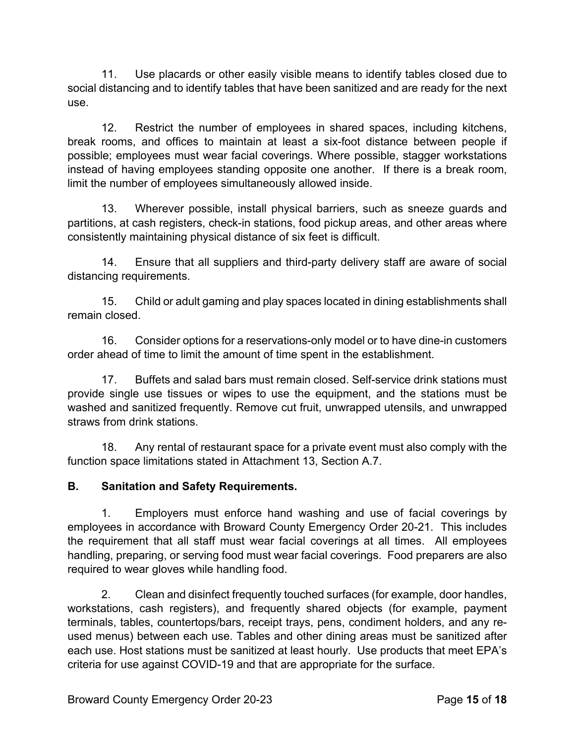11. Use placards or other easily visible means to identify tables closed due to social distancing and to identify tables that have been sanitized and are ready for the next use.

12. Restrict the number of employees in shared spaces, including kitchens, break rooms, and offices to maintain at least a six-foot distance between people if possible; employees must wear facial coverings. Where possible, stagger workstations instead of having employees standing opposite one another. If there is a break room, limit the number of employees simultaneously allowed inside.

13. Wherever possible, install physical barriers, such as sneeze guards and partitions, at cash registers, check-in stations, food pickup areas, and other areas where consistently maintaining physical distance of six feet is difficult.

14. Ensure that all suppliers and third-party delivery staff are aware of social distancing requirements.

15. Child or adult gaming and play spaces located in dining establishments shall remain closed.

16. Consider options for a reservations-only model or to have dine-in customers order ahead of time to limit the amount of time spent in the establishment.

17. Buffets and salad bars must remain closed. Self-service drink stations must provide single use tissues or wipes to use the equipment, and the stations must be washed and sanitized frequently. Remove cut fruit, unwrapped utensils, and unwrapped straws from drink stations.

18. Any rental of restaurant space for a private event must also comply with the function space limitations stated in Attachment 13, Section A.7.

**B. Sanitation and Safety Requirements.**

1. Employers must enforce hand washing and use of facial coverings by employees in accordance with Broward County Emergency Order 20-21. This includes the requirement that all staff must wear facial coverings at all times. All employees handling, preparing, or serving food must wear facial coverings. Food preparers are also required to wear gloves while handling food.

2. Clean and disinfect frequently touched surfaces (for example, door handles, workstations, cash registers), and frequently shared objects (for example, payment terminals, tables, countertops/bars, receipt trays, pens, condiment holders, and any re-used menus) between each use. Tables and other dining areas must be sanitized after each use. Host stations must be sanitized at least hourly. Use products that meet EPA's criteria for use against COVID-19 and that are appropriate for the surface.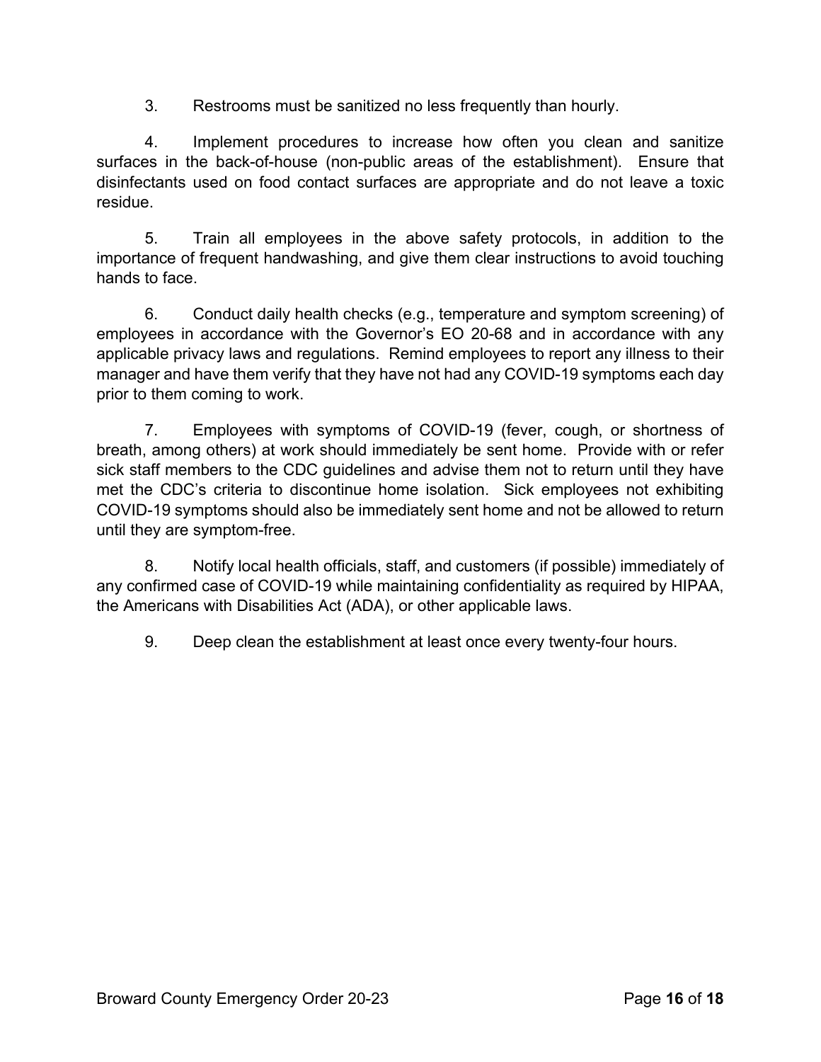3. Restrooms must be sanitized no less frequently than hourly.

4. Implement procedures to increase how often you clean and sanitize surfaces in the back-of-house (non-public areas of the establishment). Ensure that disinfectants used on food contact surfaces are appropriate and do not leave a toxic residue.

5. Train all employees in the above safety protocols, in addition to the importance of frequent handwashing, and give them clear instructions to avoid touching hands to face.

6. Conduct daily health checks (e.g., temperature and symptom screening) of employees in accordance with the Governor's EO 20-68 and in accordance with any applicable privacy laws and regulations. Remind employees to report any illness to their manager and have them verify that they have not had any COVID-19 symptoms each day prior to them coming to work.

7. Employees with symptoms of COVID-19 (fever, cough, or shortness of breath, among others) at work should immediately be sent home. Provide with or refer sick staff members to the CDC guidelines and advise them not to return until they have met the CDC's criteria to discontinue home isolation. Sick employees not exhibiting COVID-19 symptoms should also be immediately sent home and not be allowed to return until they are symptom-free.

8. Notify local health officials, staff, and customers (if possible) immediately of any confirmed case of COVID-19 while maintaining confidentiality as required by HIPAA, the Americans with Disabilities Act (ADA), or other applicable laws.

9. Deep clean the establishment at least once every twenty-four hours.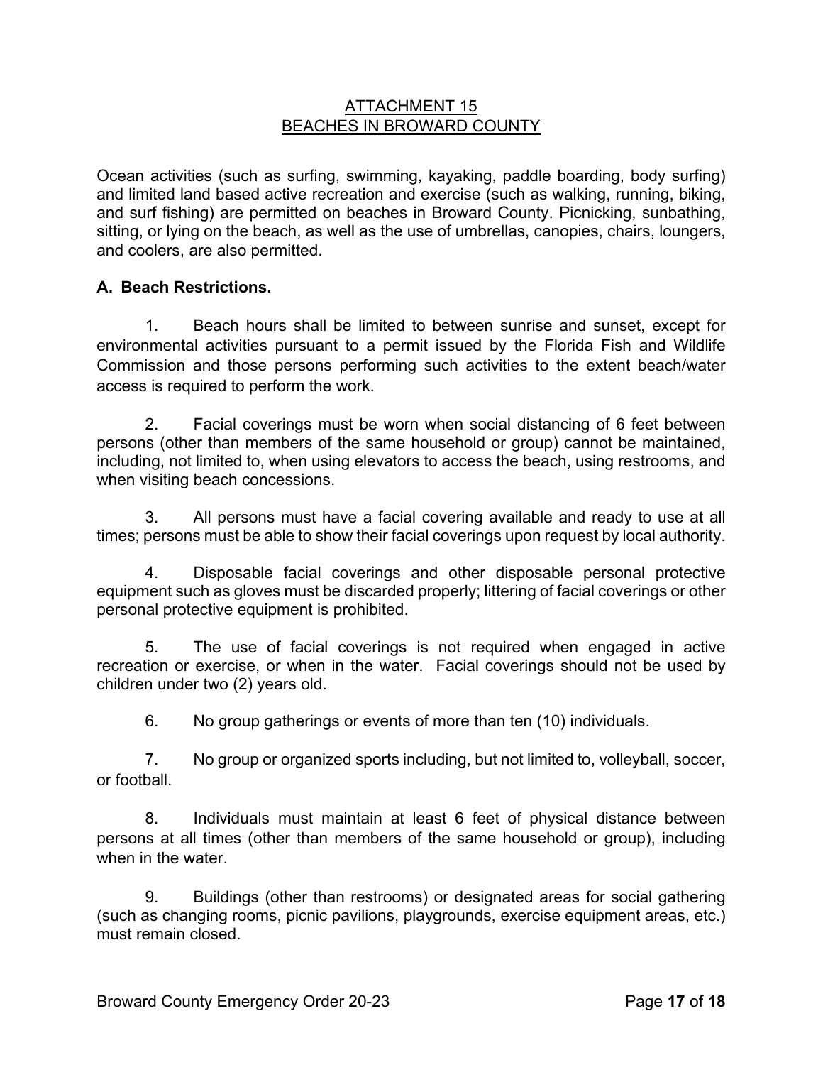## ATTACHMENT 15
## BEACHES IN BROWARD COUNTY

Ocean activities (such as surfing, swimming, kayaking, paddle boarding, body surfing) and limited land based active recreation and exercise (such as walking, running, biking, and surf fishing) are permitted on beaches in Broward County. Picnicking, sunbathing, sitting, or lying on the beach, as well as the use of umbrellas, canopies, chairs, loungers, and coolers, are also permitted.

### A. Beach Restrictions.

1. Beach hours shall be limited to between sunrise and sunset, except for environmental activities pursuant to a permit issued by the Florida Fish and Wildlife Commission and those persons performing such activities to the extent beach/water access is required to perform the work.

2. Facial coverings must be worn when social distancing of 6 feet between persons (other than members of the same household or group) cannot be maintained, including, not limited to, when using elevators to access the beach, using restrooms, and when visiting beach concessions.

3. All persons must have a facial covering available and ready to use at all times; persons must be able to show their facial coverings upon request by local authority.

4. Disposable facial coverings and other disposable personal protective equipment such as gloves must be discarded properly; littering of facial coverings or other personal protective equipment is prohibited.

5. The use of facial coverings is not required when engaged in active recreation or exercise, or when in the water. Facial coverings should not be used by children under two (2) years old.

6. No group gatherings or events of more than ten (10) individuals.

7. No group or organized sports including, but not limited to, volleyball, soccer, or football.

8. Individuals must maintain at least 6 feet of physical distance between persons at all times (other than members of the same household or group), including when in the water.

9. Buildings (other than restrooms) or designated areas for social gathering (such as changing rooms, picnic pavilions, playgrounds, exercise equipment areas, etc.) must remain closed.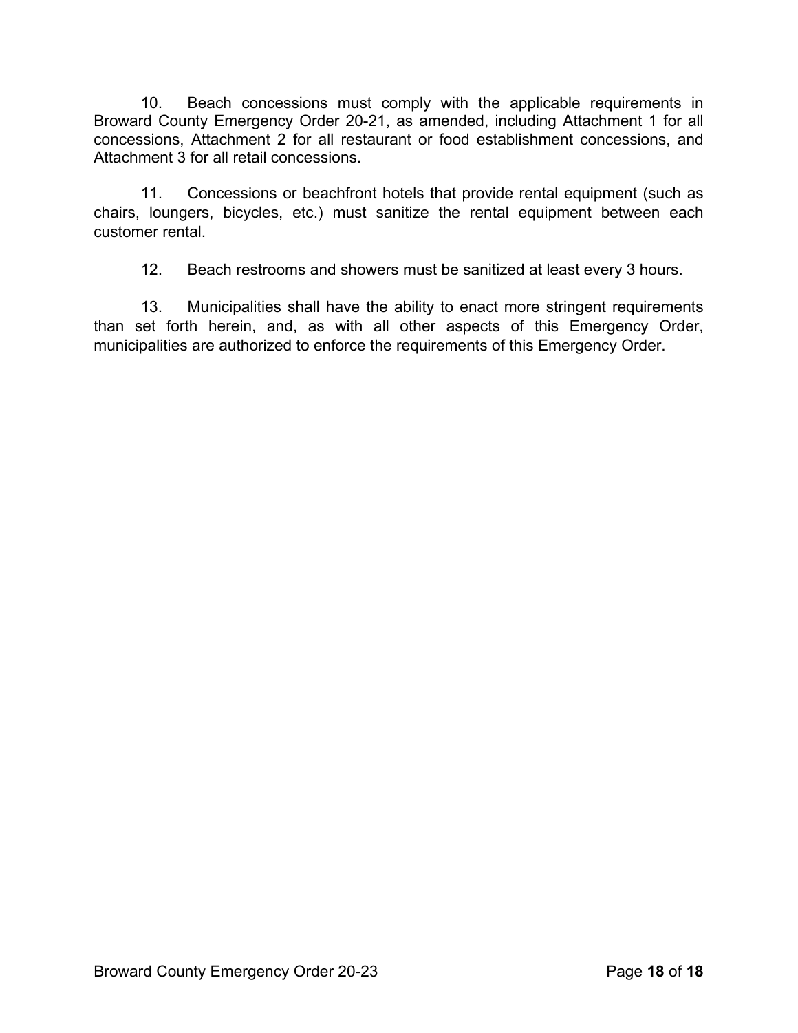10. Beach concessions must comply with the applicable requirements in Broward County Emergency Order 20-21, as amended, including Attachment 1 for all concessions, Attachment 2 for all restaurant or food establishment concessions, and Attachment 3 for all retail concessions.

11. Concessions or beachfront hotels that provide rental equipment (such as chairs, loungers, bicycles, etc.) must sanitize the rental equipment between each customer rental.

12. Beach restrooms and showers must be sanitized at least every 3 hours.

13. Municipalities shall have the ability to enact more stringent requirements than set forth herein, and, as with all other aspects of this Emergency Order, municipalities are authorized to enforce the requirements of this Emergency Order.